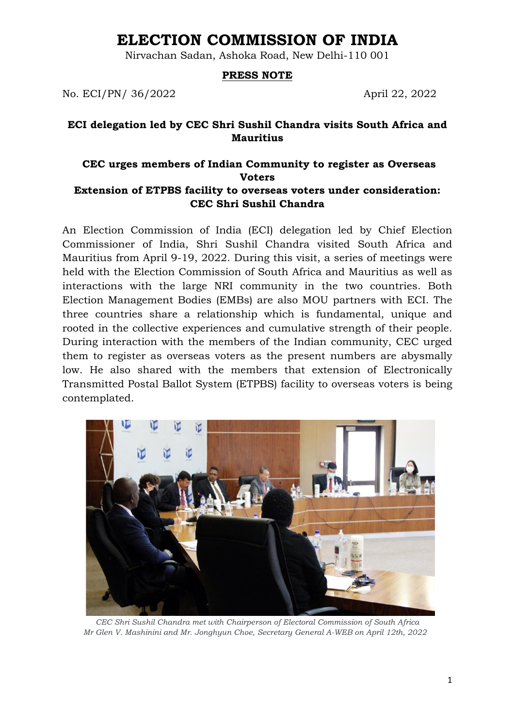# ELECTION COMMISSION OF INDIA

Nirvachan Sadan, Ashoka Road, New Delhi-110 001

**PRESS NOTE**

No. ECI/PN/ 36/2022 April 22, 2022

**ECI delegation led by CEC Shri Sushil Chandra visits South Africa and Mauritius**

**CEC urges members of Indian Community to register as Overseas Voters**

**Extension of ETPBS facility to overseas voters under consideration: CEC Shri Sushil Chandra**

An Election Commission of India (ECI) delegation led by Chief Election Commissioner of India, Shri Sushil Chandra visited South Africa and Mauritius from April 9-19, 2022. During this visit, a series of meetings were held with the Election Commission of South Africa and Mauritius as well as interactions with the large NRI community in the two countries. Both Election Management Bodies (EMBs) are also MOU partners with ECI. The three countries share a relationship which is fundamental, unique and rooted in the collective experiences and cumulative strength of their people. During interaction with the members of the Indian community, CEC urged them to register as overseas voters as the present numbers are abysmally low. He also shared with the members that extension of Electronically Transmitted Postal Ballot System (ETPBS) facility to overseas voters is being contemplated.

*CEC Shri Sushil Chandra met with Chairperson of Electoral Commission of South Africa Mr Glen V. Mashinini and Mr. Jonghyun Choe, Secretary General A-WEB on April 12th, 2022*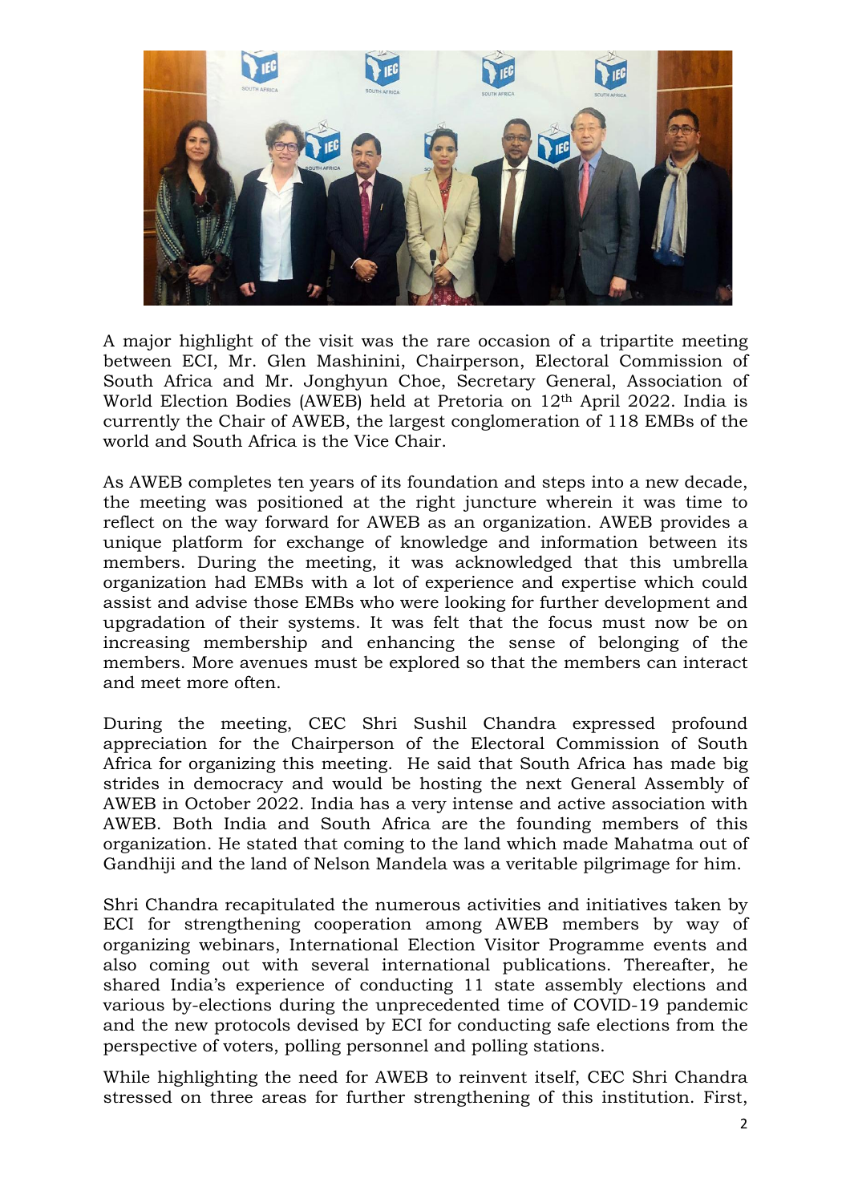A major highlight of the visit was the rare occasion of a tripartite meeting between ECI, Mr. Glen Mashinini, Chairperson, Electoral Commission of South Africa and Mr. Jonghyun Choe, Secretary General, Association of World Election Bodies (AWEB) held at Pretoria on 12th April 2022. India is currently the Chair of AWEB, the largest conglomeration of 118 EMBs of the world and South Africa is the Vice Chair.

As AWEB completes ten years of its foundation and steps into a new decade, the meeting was positioned at the right juncture wherein it was time to reflect on the way forward for AWEB as an organization. AWEB provides a unique platform for exchange of knowledge and information between its members. During the meeting, it was acknowledged that this umbrella organization had EMBs with a lot of experience and expertise which could assist and advise those EMBs who were looking for further development and upgradation of their systems. It was felt that the focus must now be on increasing membership and enhancing the sense of belonging of the members. More avenues must be explored so that the members can interact and meet more often.

During the meeting, CEC Shri Sushil Chandra expressed profound appreciation for the Chairperson of the Electoral Commission of South Africa for organizing this meeting. He said that South Africa has made big strides in democracy and would be hosting the next General Assembly of AWEB in October 2022. India has a very intense and active association with AWEB. Both India and South Africa are the founding members of this organization. He stated that coming to the land which made Mahatma out of Gandhiji and the land of Nelson Mandela was a veritable pilgrimage for him.

Shri Chandra recapitulated the numerous activities and initiatives taken by ECI for strengthening cooperation among AWEB members by way of organizing webinars, International Election Visitor Programme events and also coming out with several international publications. Thereafter, he shared India's experience of conducting 11 state assembly elections and various by-elections during the unprecedented time of COVID-19 pandemic and the new protocols devised by ECI for conducting safe elections from the perspective of voters, polling personnel and polling stations.

While highlighting the need for AWEB to reinvent itself, CEC Shri Chandra stressed on three areas for further strengthening of this institution. First,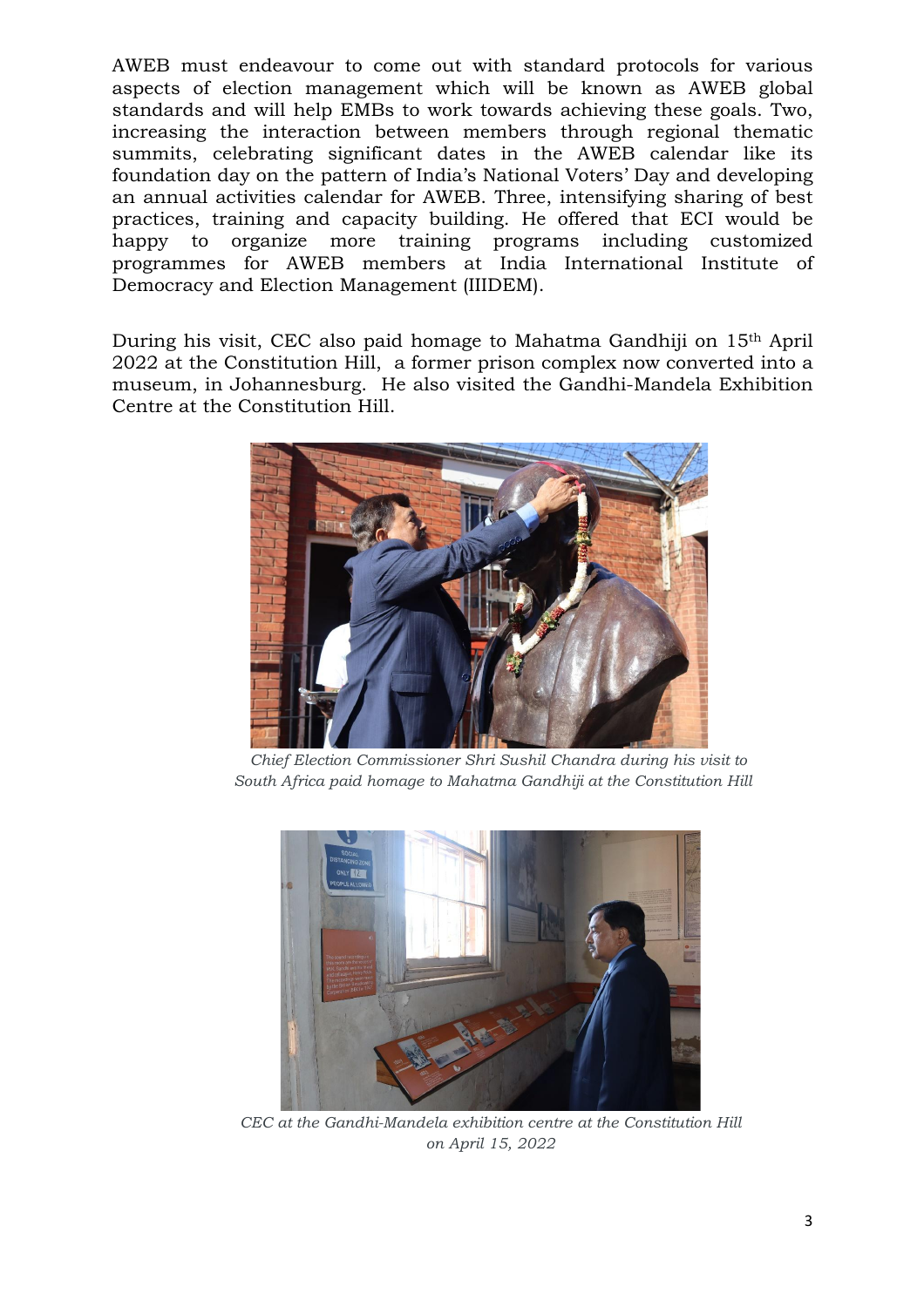AWEB must endeavour to come out with standard protocols for various aspects of election management which will be known as AWEB global standards and will help EMBs to work towards achieving these goals. Two, increasing the interaction between members through regional thematic summits, celebrating significant dates in the AWEB calendar like its foundation day on the pattern of India's National Voters' Day and developing an annual activities calendar for AWEB. Three, intensifying sharing of best practices, training and capacity building. He offered that ECI would be happy to organize more training programs including customized programmes for AWEB members at India International Institute of Democracy and Election Management (IIIDEM).

During his visit, CEC also paid homage to Mahatma Gandhiji on 15th April 2022 at the Constitution Hill, a former prison complex now converted into a museum, in Johannesburg. He also visited the Gandhi-Mandela Exhibition Centre at the Constitution Hill.

*Chief Election Commissioner Shri Sushil Chandra during his visit to South Africa paid homage to Mahatma Gandhiji at the Constitution Hill*

*CEC at the Gandhi-Mandela exhibition centre at the Constitution Hill on April 15, 2022*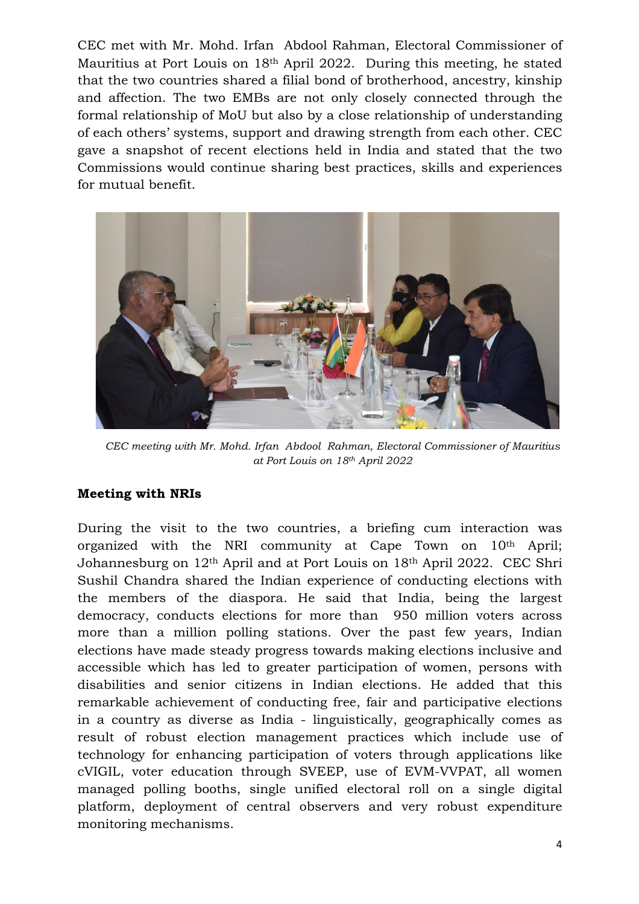CEC met with Mr. Mohd. Irfan Abdool Rahman, Electoral Commissioner of Mauritius at Port Louis on 18th April 2022. During this meeting, he stated that the two countries shared a filial bond of brotherhood, ancestry, kinship and affection. The two EMBs are not only closely connected through the formal relationship of MoU but also by a close relationship of understanding of each others' systems, support and drawing strength from each other. CEC gave a snapshot of recent elections held in India and stated that the two Commissions would continue sharing best practices, skills and experiences for mutual benefit.

*CEC meeting with Mr. Mohd. Irfan Abdool Rahman, Electoral Commissioner of Mauritius at Port Louis on 18th April 2022*

**Meeting with NRIs**

During the visit to the two countries, a briefing cum interaction was organized with the NRI community at Cape Town on 10th April; Johannesburg on 12th April and at Port Louis on 18th April 2022. CEC Shri Sushil Chandra shared the Indian experience of conducting elections with the members of the diaspora. He said that India, being the largest democracy, conducts elections for more than 950 million voters across more than a million polling stations. Over the past few years, Indian elections have made steady progress towards making elections inclusive and accessible which has led to greater participation of women, persons with disabilities and senior citizens in Indian elections. He added that this remarkable achievement of conducting free, fair and participative elections in a country as diverse as India - linguistically, geographically comes as result of robust election management practices which include use of technology for enhancing participation of voters through applications like cVIGIL, voter education through SVEEP, use of EVM-VVPAT, all women managed polling booths, single unified electoral roll on a single digital platform, deployment of central observers and very robust expenditure monitoring mechanisms.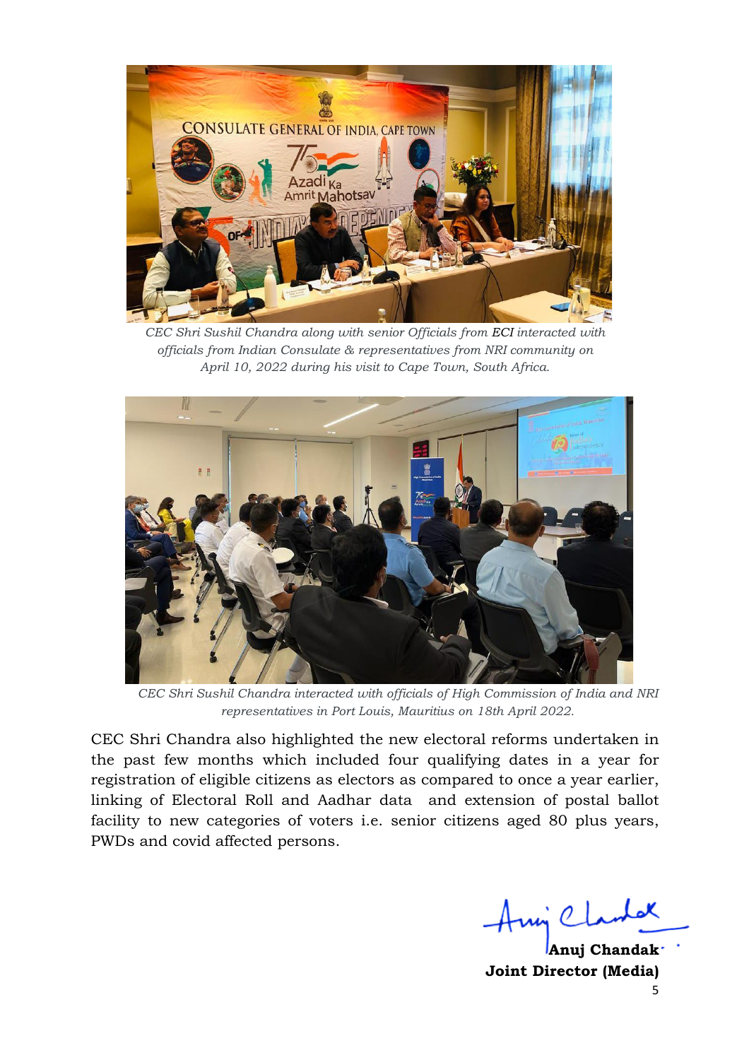*CEC Shri Sushil Chandra along with senior Officials from* ***ECI*** *interacted with officials from Indian Consulate & representatives from NRI community on April 10, 2022 during his visit to Cape Town, South Africa.*

*CEC Shri Sushil Chandra interacted with officials of High Commission of India and NRI representatives in Port Louis, Mauritius on 18th April 2022.*

CEC Shri Chandra also highlighted the new electoral reforms undertaken in the past few months which included four qualifying dates in a year for registration of eligible citizens as electors as compared to once a year earlier, linking of Electoral Roll and Aadhar data and extension of postal ballot facility to new categories of voters i.e. senior citizens aged 80 plus years, PWDs and covid affected persons.

**Anuj Chandak**
**Joint Director (Media)**